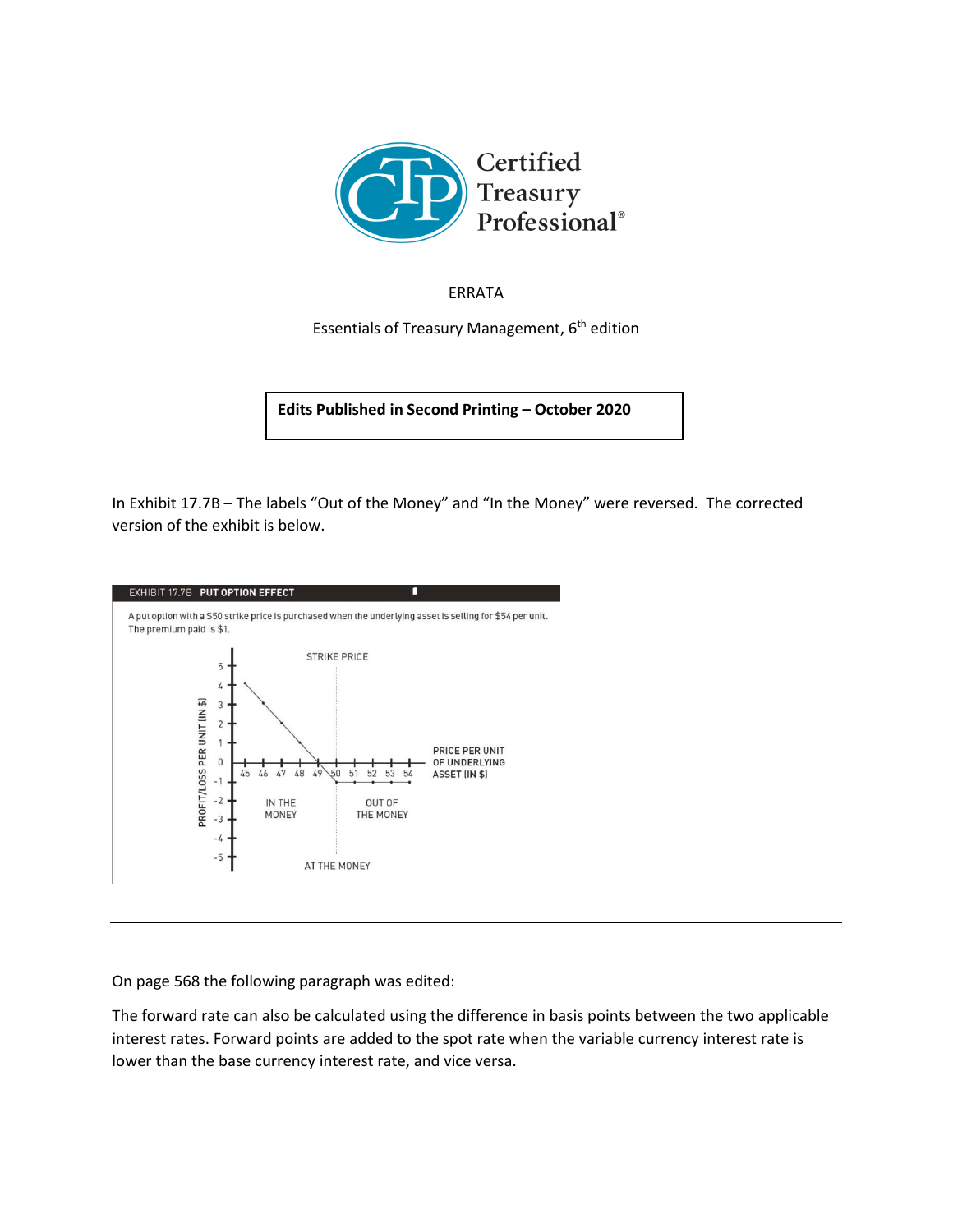Certified Treasury Professional®

ERRATA

Essentials of Treasury Management, 6th edition

**Edits Published in Second Printing – October 2020**

In Exhibit 17.7B – The labels "Out of the Money" and "In the Money" were reversed. The corrected version of the exhibit is below.

EXHIBIT 17.7B **PUT OPTION EFFECT**

A put option with a $50 strike price is purchased when the underlying asset is selling for $54 per unit. The premium paid is $1.

STRIKE PRICE

PROFIT/LOSS PER UNIT (IN $)

PRICE PER UNIT OF UNDERLYING ASSET (IN $)

IN THE MONEY

OUT OF THE MONEY

AT THE MONEY

---

On page 568 the following paragraph was edited:

The forward rate can also be calculated using the difference in basis points between the two applicable interest rates. Forward points are added to the spot rate when the variable currency interest rate is lower than the base currency interest rate, and vice versa.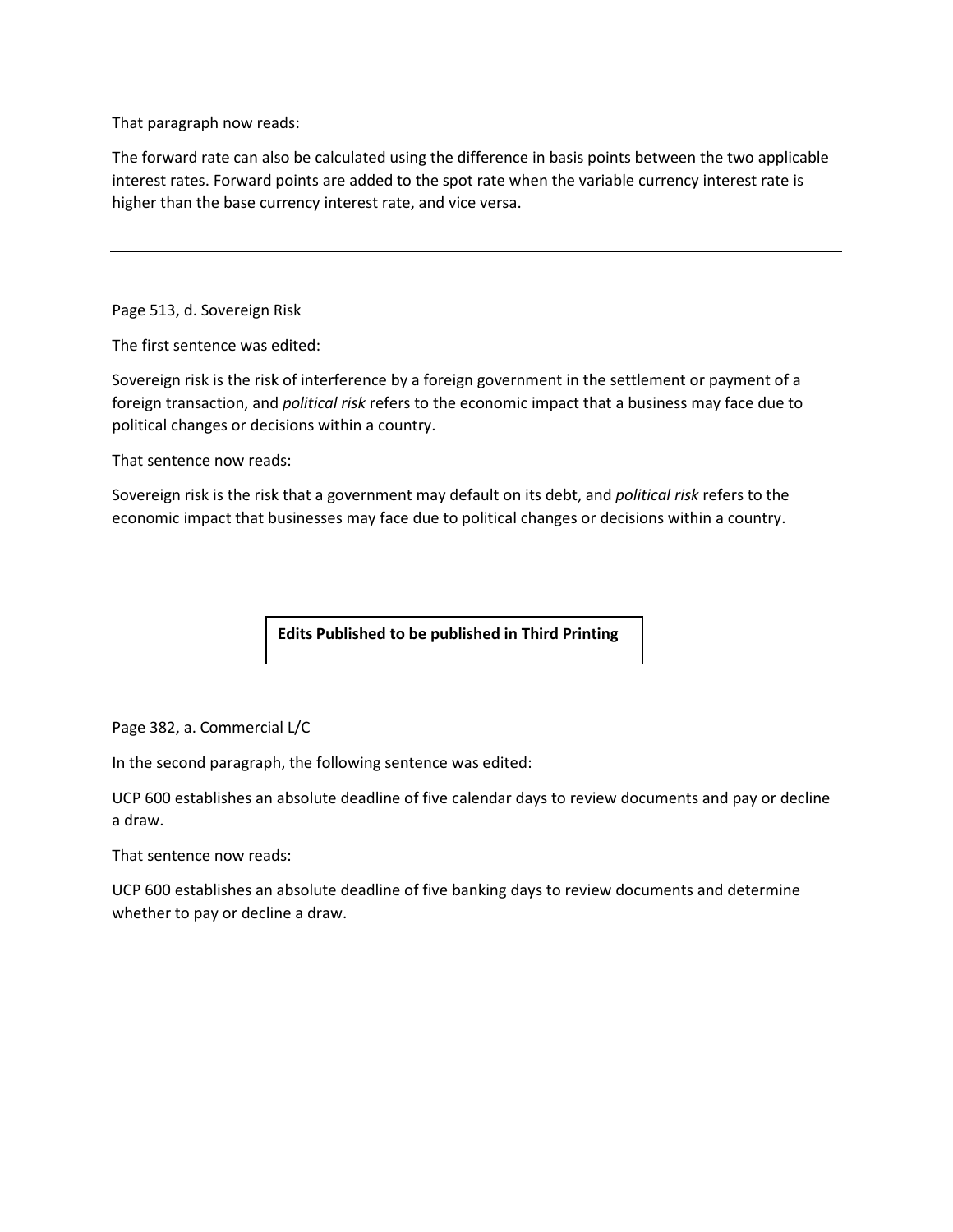That paragraph now reads:

The forward rate can also be calculated using the difference in basis points between the two applicable interest rates. Forward points are added to the spot rate when the variable currency interest rate is higher than the base currency interest rate, and vice versa.

---

Page 513, d. Sovereign Risk

The first sentence was edited:

Sovereign risk is the risk of interference by a foreign government in the settlement or payment of a foreign transaction, and *political risk* refers to the economic impact that a business may face due to political changes or decisions within a country.

That sentence now reads:

Sovereign risk is the risk that a government may default on its debt, and *political risk* refers to the economic impact that businesses may face due to political changes or decisions within a country.

**Edits Published to be published in Third Printing**

Page 382, a. Commercial L/C

In the second paragraph, the following sentence was edited:

UCP 600 establishes an absolute deadline of five calendar days to review documents and pay or decline a draw.

That sentence now reads:

UCP 600 establishes an absolute deadline of five banking days to review documents and determine whether to pay or decline a draw.